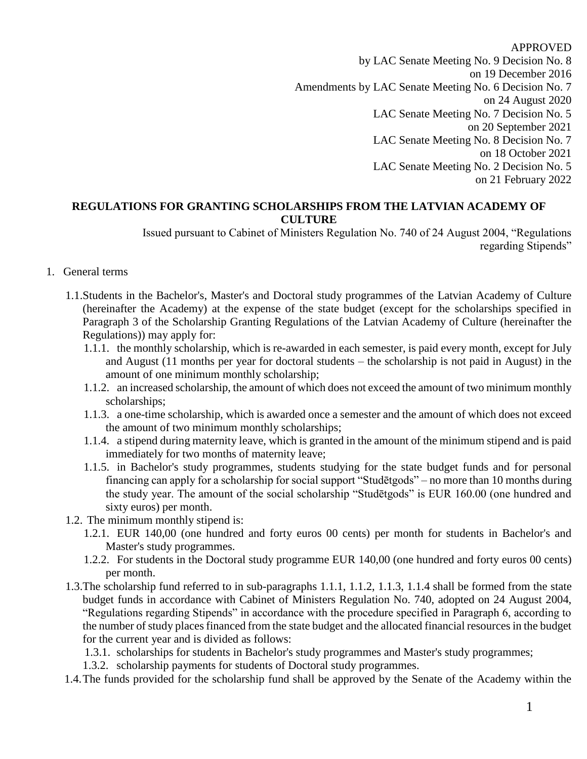APPROVED
by LAC Senate Meeting No. 9 Decision No. 8
on 19 December 2016
Amendments by LAC Senate Meeting No. 6 Decision No. 7
on 24 August 2020
LAC Senate Meeting No. 7 Decision No. 5
on 20 September 2021
LAC Senate Meeting No. 8 Decision No. 7
on 18 October 2021
LAC Senate Meeting No. 2 Decision No. 5
on 21 February 2022

# REGULATIONS FOR GRANTING SCHOLARSHIPS FROM THE LATVIAN ACADEMY OF CULTURE

Issued pursuant to Cabinet of Ministers Regulation No. 740 of 24 August 2004, "Regulations regarding Stipends"

1. General terms

1.1. Students in the Bachelor's, Master's and Doctoral study programmes of the Latvian Academy of Culture (hereinafter the Academy) at the expense of the state budget (except for the scholarships specified in Paragraph 3 of the Scholarship Granting Regulations of the Latvian Academy of Culture (hereinafter the Regulations)) may apply for:

1.1.1. the monthly scholarship, which is re-awarded in each semester, is paid every month, except for July and August (11 months per year for doctoral students – the scholarship is not paid in August) in the amount of one minimum monthly scholarship;

1.1.2. an increased scholarship, the amount of which does not exceed the amount of two minimum monthly scholarships;

1.1.3. a one-time scholarship, which is awarded once a semester and the amount of which does not exceed the amount of two minimum monthly scholarships;

1.1.4. a stipend during maternity leave, which is granted in the amount of the minimum stipend and is paid immediately for two months of maternity leave;

1.1.5. in Bachelor's study programmes, students studying for the state budget funds and for personal financing can apply for a scholarship for social support "Studētgods" – no more than 10 months during the study year. The amount of the social scholarship "Studētgods" is EUR 160.00 (one hundred and sixty euros) per month.

1.2. The minimum monthly stipend is:

1.2.1. EUR 140,00 (one hundred and forty euros 00 cents) per month for students in Bachelor's and Master's study programmes.

1.2.2. For students in the Doctoral study programme EUR 140,00 (one hundred and forty euros 00 cents) per month.

1.3. The scholarship fund referred to in sub-paragraphs 1.1.1, 1.1.2, 1.1.3, 1.1.4 shall be formed from the state budget funds in accordance with Cabinet of Ministers Regulation No. 740, adopted on 24 August 2004, "Regulations regarding Stipends" in accordance with the procedure specified in Paragraph 6, according to the number of study places financed from the state budget and the allocated financial resources in the budget for the current year and is divided as follows:

1.3.1. scholarships for students in Bachelor's study programmes and Master's study programmes;

1.3.2. scholarship payments for students of Doctoral study programmes.

1.4. The funds provided for the scholarship fund shall be approved by the Senate of the Academy within the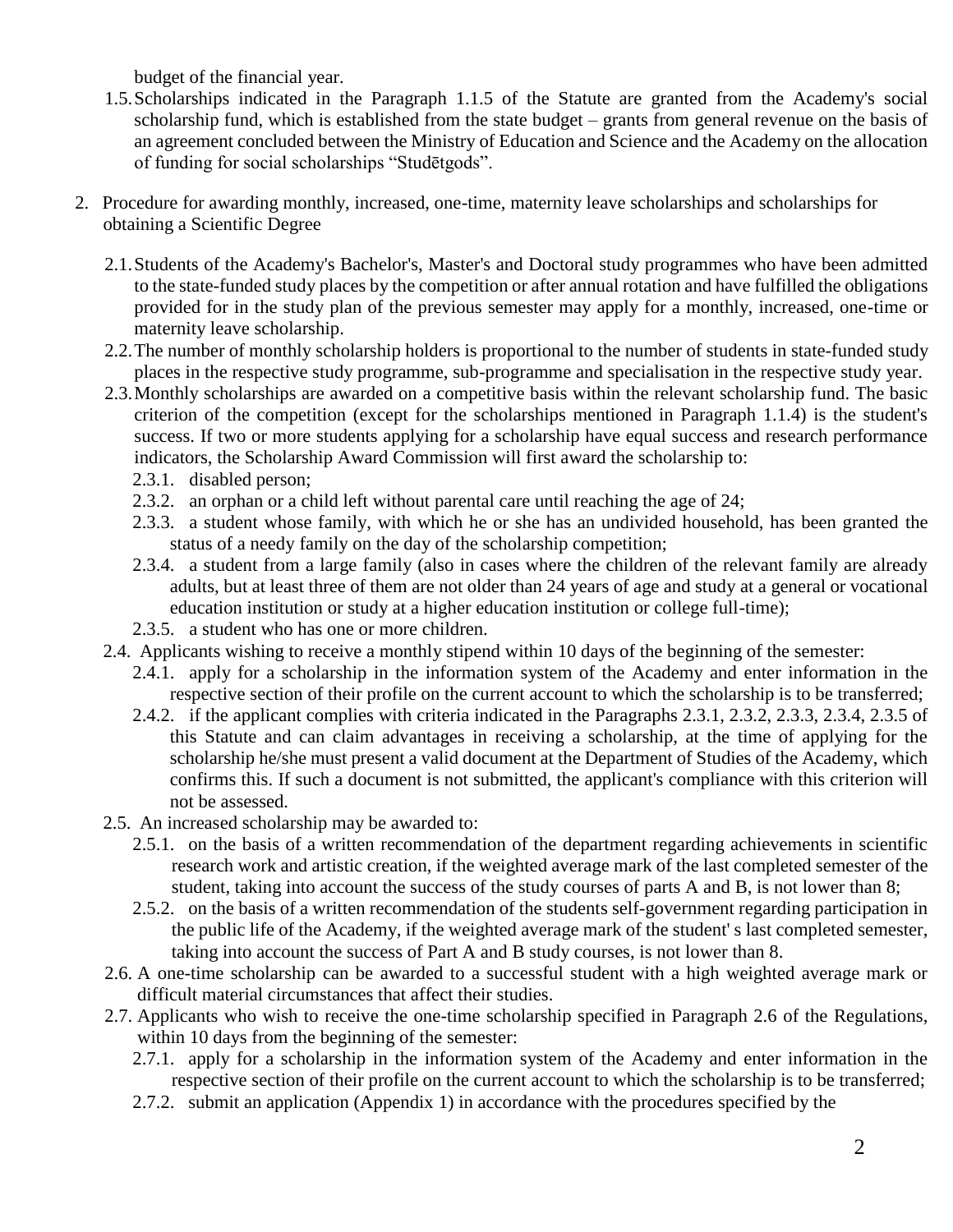budget of the financial year.

1.5. Scholarships indicated in the Paragraph 1.1.5 of the Statute are granted from the Academy's social scholarship fund, which is established from the state budget – grants from general revenue on the basis of an agreement concluded between the Ministry of Education and Science and the Academy on the allocation of funding for social scholarships "Studētgods".

2. Procedure for awarding monthly, increased, one-time, maternity leave scholarships and scholarships for obtaining a Scientific Degree

   2.1. Students of the Academy's Bachelor's, Master's and Doctoral study programmes who have been admitted to the state-funded study places by the competition or after annual rotation and have fulfilled the obligations provided for in the study plan of the previous semester may apply for a monthly, increased, one-time or maternity leave scholarship.

   2.2. The number of monthly scholarship holders is proportional to the number of students in state-funded study places in the respective study programme, sub-programme and specialisation in the respective study year.

   2.3. Monthly scholarships are awarded on a competitive basis within the relevant scholarship fund. The basic criterion of the competition (except for the scholarships mentioned in Paragraph 1.1.4) is the student's success. If two or more students applying for a scholarship have equal success and research performance indicators, the Scholarship Award Commission will first award the scholarship to:

      2.3.1. disabled person;

      2.3.2. an orphan or a child left without parental care until reaching the age of 24;

      2.3.3. a student whose family, with which he or she has an undivided household, has been granted the status of a needy family on the day of the scholarship competition;

      2.3.4. a student from a large family (also in cases where the children of the relevant family are already adults, but at least three of them are not older than 24 years of age and study at a general or vocational education institution or study at a higher education institution or college full-time);

      2.3.5. a student who has one or more children.

   2.4. Applicants wishing to receive a monthly stipend within 10 days of the beginning of the semester:

      2.4.1. apply for a scholarship in the information system of the Academy and enter information in the respective section of their profile on the current account to which the scholarship is to be transferred;

      2.4.2. if the applicant complies with criteria indicated in the Paragraphs 2.3.1, 2.3.2, 2.3.3, 2.3.4, 2.3.5 of this Statute and can claim advantages in receiving a scholarship, at the time of applying for the scholarship he/she must present a valid document at the Department of Studies of the Academy, which confirms this. If such a document is not submitted, the applicant's compliance with this criterion will not be assessed.

   2.5. An increased scholarship may be awarded to:

      2.5.1. on the basis of a written recommendation of the department regarding achievements in scientific research work and artistic creation, if the weighted average mark of the last completed semester of the student, taking into account the success of the study courses of parts A and B, is not lower than 8;

      2.5.2. on the basis of a written recommendation of the students self-government regarding participation in the public life of the Academy, if the weighted average mark of the student' s last completed semester, taking into account the success of Part A and B study courses, is not lower than 8.

   2.6. A one-time scholarship can be awarded to a successful student with a high weighted average mark or difficult material circumstances that affect their studies.

   2.7. Applicants who wish to receive the one-time scholarship specified in Paragraph 2.6 of the Regulations, within 10 days from the beginning of the semester:

      2.7.1. apply for a scholarship in the information system of the Academy and enter information in the respective section of their profile on the current account to which the scholarship is to be transferred;

      2.7.2. submit an application (Appendix 1) in accordance with the procedures specified by the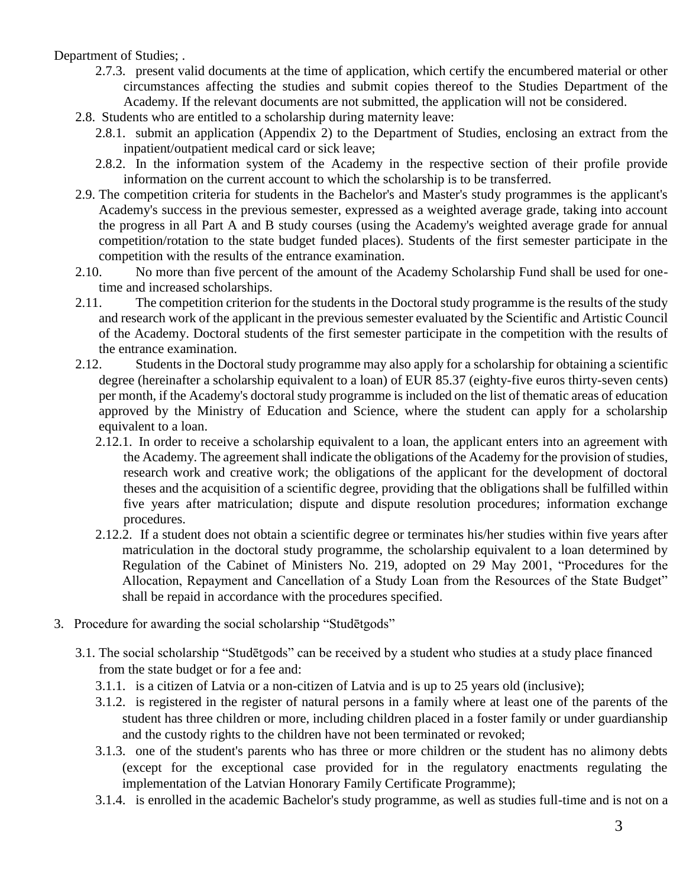Department of Studies; .

- 2.7.3. present valid documents at the time of application, which certify the encumbered material or other circumstances affecting the studies and submit copies thereof to the Studies Department of the Academy. If the relevant documents are not submitted, the application will not be considered.

2.8. Students who are entitled to a scholarship during maternity leave:

- 2.8.1. submit an application (Appendix 2) to the Department of Studies, enclosing an extract from the inpatient/outpatient medical card or sick leave;
- 2.8.2. In the information system of the Academy in the respective section of their profile provide information on the current account to which the scholarship is to be transferred.

2.9. The competition criteria for students in the Bachelor's and Master's study programmes is the applicant's Academy's success in the previous semester, expressed as a weighted average grade, taking into account the progress in all Part A and B study courses (using the Academy's weighted average grade for annual competition/rotation to the state budget funded places). Students of the first semester participate in the competition with the results of the entrance examination.

2.10. No more than five percent of the amount of the Academy Scholarship Fund shall be used for one-time and increased scholarships.

2.11. The competition criterion for the students in the Doctoral study programme is the results of the study and research work of the applicant in the previous semester evaluated by the Scientific and Artistic Council of the Academy. Doctoral students of the first semester participate in the competition with the results of the entrance examination.

2.12. Students in the Doctoral study programme may also apply for a scholarship for obtaining a scientific degree (hereinafter a scholarship equivalent to a loan) of EUR 85.37 (eighty-five euros thirty-seven cents) per month, if the Academy's doctoral study programme is included on the list of thematic areas of education approved by the Ministry of Education and Science, where the student can apply for a scholarship equivalent to a loan.

- 2.12.1. In order to receive a scholarship equivalent to a loan, the applicant enters into an agreement with the Academy. The agreement shall indicate the obligations of the Academy for the provision of studies, research work and creative work; the obligations of the applicant for the development of doctoral theses and the acquisition of a scientific degree, providing that the obligations shall be fulfilled within five years after matriculation; dispute and dispute resolution procedures; information exchange procedures.
- 2.12.2. If a student does not obtain a scientific degree or terminates his/her studies within five years after matriculation in the doctoral study programme, the scholarship equivalent to a loan determined by Regulation of the Cabinet of Ministers No. 219, adopted on 29 May 2001, "Procedures for the Allocation, Repayment and Cancellation of a Study Loan from the Resources of the State Budget" shall be repaid in accordance with the procedures specified.

## 3. Procedure for awarding the social scholarship "Studētgods"

3.1. The social scholarship "Studētgods" can be received by a student who studies at a study place financed from the state budget or for a fee and:

- 3.1.1. is a citizen of Latvia or a non-citizen of Latvia and is up to 25 years old (inclusive);
- 3.1.2. is registered in the register of natural persons in a family where at least one of the parents of the student has three children or more, including children placed in a foster family or under guardianship and the custody rights to the children have not been terminated or revoked;
- 3.1.3. one of the student's parents who has three or more children or the student has no alimony debts (except for the exceptional case provided for in the regulatory enactments regulating the implementation of the Latvian Honorary Family Certificate Programme);
- 3.1.4. is enrolled in the academic Bachelor's study programme, as well as studies full-time and is not on a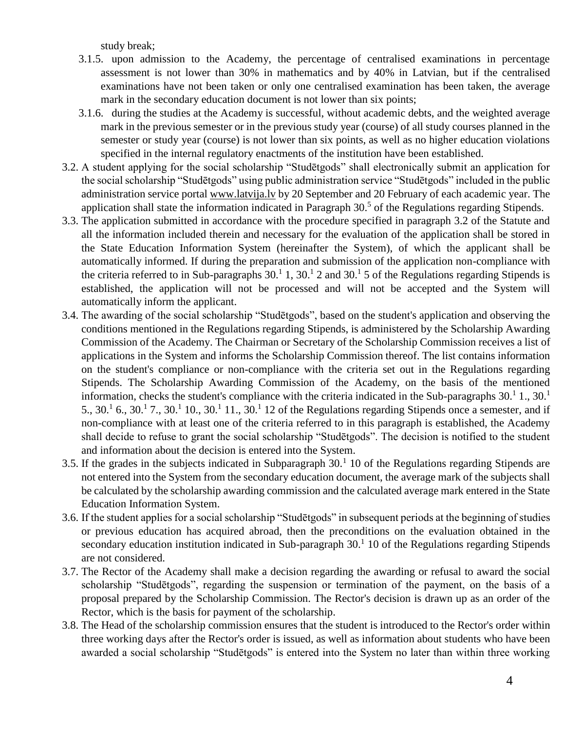study break;

3.1.5. upon admission to the Academy, the percentage of centralised examinations in percentage assessment is not lower than 30% in mathematics and by 40% in Latvian, but if the centralised examinations have not been taken or only one centralised examination has been taken, the average mark in the secondary education document is not lower than six points;

3.1.6. during the studies at the Academy is successful, without academic debts, and the weighted average mark in the previous semester or in the previous study year (course) of all study courses planned in the semester or study year (course) is not lower than six points, as well as no higher education violations specified in the internal regulatory enactments of the institution have been established.

3.2. A student applying for the social scholarship "Studētgods" shall electronically submit an application for the social scholarship "Studētgods" using public administration service "Studētgods" included in the public administration service portal www.latvija.lv by 20 September and 20 February of each academic year. The application shall state the information indicated in Paragraph $30.^{5}$ of the Regulations regarding Stipends.

3.3. The application submitted in accordance with the procedure specified in paragraph 3.2 of the Statute and all the information included therein and necessary for the evaluation of the application shall be stored in the State Education Information System (hereinafter the System), of which the applicant shall be automatically informed. If during the preparation and submission of the application non-compliance with the criteria referred to in Sub-paragraphs $30.^{1}$ 1, $30.^{1}$ 2 and $30.^{1}$ 5 of the Regulations regarding Stipends is established, the application will not be processed and will not be accepted and the System will automatically inform the applicant.

3.4. The awarding of the social scholarship "Studētgods", based on the student's application and observing the conditions mentioned in the Regulations regarding Stipends, is administered by the Scholarship Awarding Commission of the Academy. The Chairman or Secretary of the Scholarship Commission receives a list of applications in the System and informs the Scholarship Commission thereof. The list contains information on the student's compliance or non-compliance with the criteria set out in the Regulations regarding Stipends. The Scholarship Awarding Commission of the Academy, on the basis of the mentioned information, checks the student's compliance with the criteria indicated in the Sub-paragraphs $30.^{1}$ 1., $30.^{1}$ 5., $30.^{1}$ 6., $30.^{1}$ 7., $30.^{1}$ 10., $30.^{1}$ 11., $30.^{1}$ 12 of the Regulations regarding Stipends once a semester, and if non-compliance with at least one of the criteria referred to in this paragraph is established, the Academy shall decide to refuse to grant the social scholarship "Studētgods". The decision is notified to the student and information about the decision is entered into the System.

3.5. If the grades in the subjects indicated in Subparagraph $30.^{1}$ 10 of the Regulations regarding Stipends are not entered into the System from the secondary education document, the average mark of the subjects shall be calculated by the scholarship awarding commission and the calculated average mark entered in the State Education Information System.

3.6. If the student applies for a social scholarship "Studētgods" in subsequent periods at the beginning of studies or previous education has acquired abroad, then the preconditions on the evaluation obtained in the secondary education institution indicated in Sub-paragraph $30.^{1}$ 10 of the Regulations regarding Stipends are not considered.

3.7. The Rector of the Academy shall make a decision regarding the awarding or refusal to award the social scholarship "Studētgods", regarding the suspension or termination of the payment, on the basis of a proposal prepared by the Scholarship Commission. The Rector's decision is drawn up as an order of the Rector, which is the basis for payment of the scholarship.

3.8. The Head of the scholarship commission ensures that the student is introduced to the Rector's order within three working days after the Rector's order is issued, as well as information about students who have been awarded a social scholarship "Studētgods" is entered into the System no later than within three working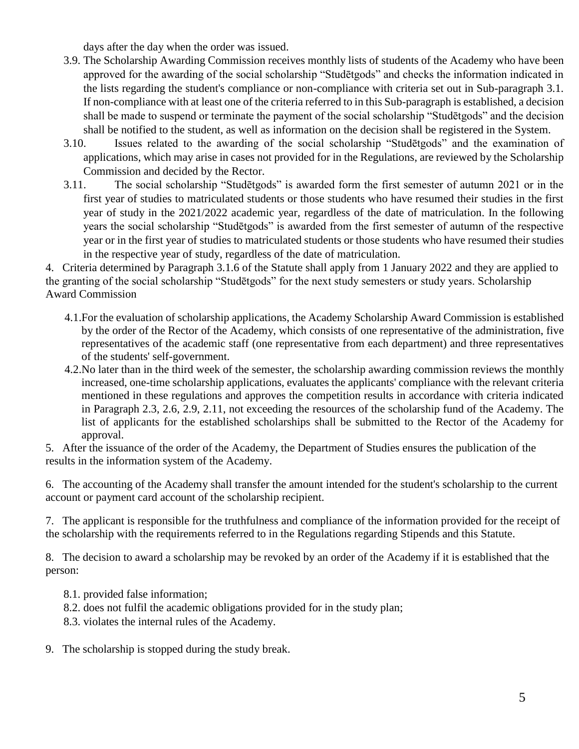days after the day when the order was issued.

3.9. The Scholarship Awarding Commission receives monthly lists of students of the Academy who have been approved for the awarding of the social scholarship "Studētgods" and checks the information indicated in the lists regarding the student's compliance or non-compliance with criteria set out in Sub-paragraph 3.1. If non-compliance with at least one of the criteria referred to in this Sub-paragraph is established, a decision shall be made to suspend or terminate the payment of the social scholarship "Studētgods" and the decision shall be notified to the student, as well as information on the decision shall be registered in the System.

3.10. Issues related to the awarding of the social scholarship "Studētgods" and the examination of applications, which may arise in cases not provided for in the Regulations, are reviewed by the Scholarship Commission and decided by the Rector.

3.11. The social scholarship "Studētgods" is awarded form the first semester of autumn 2021 or in the first year of studies to matriculated students or those students who have resumed their studies in the first year of study in the 2021/2022 academic year, regardless of the date of matriculation. In the following years the social scholarship "Studētgods" is awarded from the first semester of autumn of the respective year or in the first year of studies to matriculated students or those students who have resumed their studies in the respective year of study, regardless of the date of matriculation.

4. Criteria determined by Paragraph 3.1.6 of the Statute shall apply from 1 January 2022 and they are applied to the granting of the social scholarship "Studētgods" for the next study semesters or study years. Scholarship Award Commission

4.1. For the evaluation of scholarship applications, the Academy Scholarship Award Commission is established by the order of the Rector of the Academy, which consists of one representative of the administration, five representatives of the academic staff (one representative from each department) and three representatives of the students' self-government.

4.2. No later than in the third week of the semester, the scholarship awarding commission reviews the monthly increased, one-time scholarship applications, evaluates the applicants' compliance with the relevant criteria mentioned in these regulations and approves the competition results in accordance with criteria indicated in Paragraph 2.3, 2.6, 2.9, 2.11, not exceeding the resources of the scholarship fund of the Academy. The list of applicants for the established scholarships shall be submitted to the Rector of the Academy for approval.

5. After the issuance of the order of the Academy, the Department of Studies ensures the publication of the results in the information system of the Academy.

6. The accounting of the Academy shall transfer the amount intended for the student's scholarship to the current account or payment card account of the scholarship recipient.

7. The applicant is responsible for the truthfulness and compliance of the information provided for the receipt of the scholarship with the requirements referred to in the Regulations regarding Stipends and this Statute.

8. The decision to award a scholarship may be revoked by an order of the Academy if it is established that the person:

8.1. provided false information;

8.2. does not fulfil the academic obligations provided for in the study plan;

8.3. violates the internal rules of the Academy.

9. The scholarship is stopped during the study break.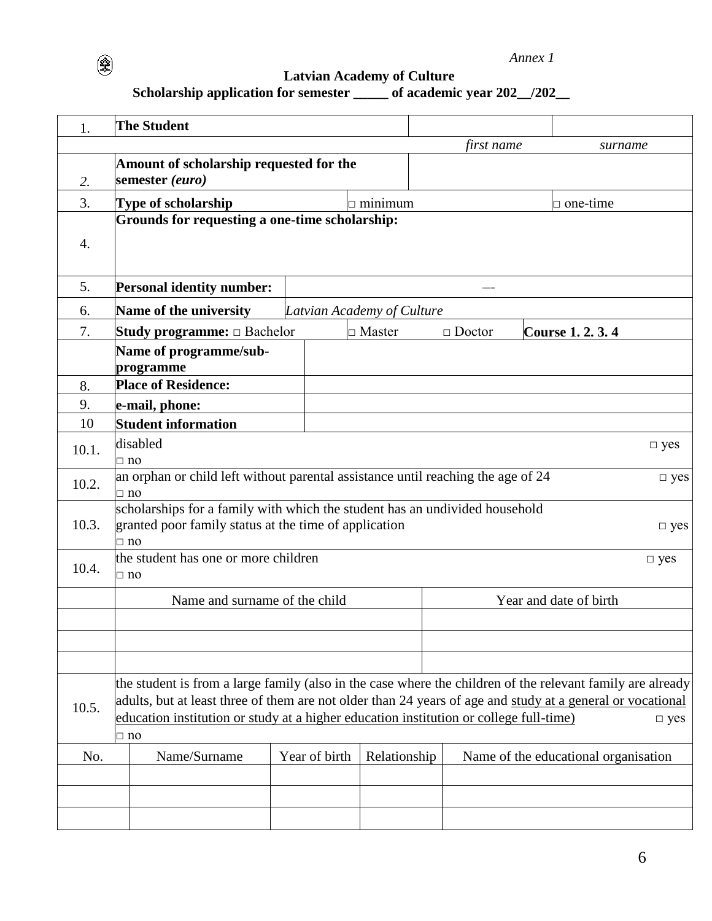*Annex 1*

**Latvian Academy of Culture**
**Scholarship application for semester _____ of academic year 202__/202__**

| | | | |
|---|---|---|---|
| 1. | **The Student** | | |
| | | *first name* | *surname* |
| 2. | **Amount of scholarship requested for the semester *(euro)*** | | |
| 3. | **Type of scholarship** | □ minimum | □ one-time |
| 4. | **Grounds for requesting a one-time scholarship:** | | |
| 5. | **Personal identity number:** | –– | |
| 6. | **Name of the university** | *Latvian Academy of Culture* | |
| 7. | **Study programme:** □ Bachelor | □ Master □ Doctor | **Course 1. 2. 3. 4** |
| | **Name of programme/sub-programme** | | |
| 8. | **Place of Residence:** | | |
| 9. | **e-mail, phone:** | | |
| 10 | **Student information** | | |
| 10.1. | disabled □ yes □ no | | |
| 10.2. | an orphan or child left without parental assistance until reaching the age of 24 □ yes □ no | | |
| 10.3. | scholarships for a family with which the student has an undivided household granted poor family status at the time of application □ yes □ no | | |
| 10.4. | the student has one or more children □ yes □ no | | |

| | Name and surname of the child | Year and date of birth |
|---|---|---|
| | | |
| | | |
| | | |

10.5. the student is from a large family (also in the case where the children of the relevant family are already adults, but at least three of them are not older than 24 years of age and <u>study at a general or vocational education institution or study at a higher education institution or college full-time)</u> □ yes □ no

| No. | Name/Surname | Year of birth | Relationship | Name of the educational organisation |
|---|---|---|---|---|
| | | | | |
| | | | | |
| | | | | |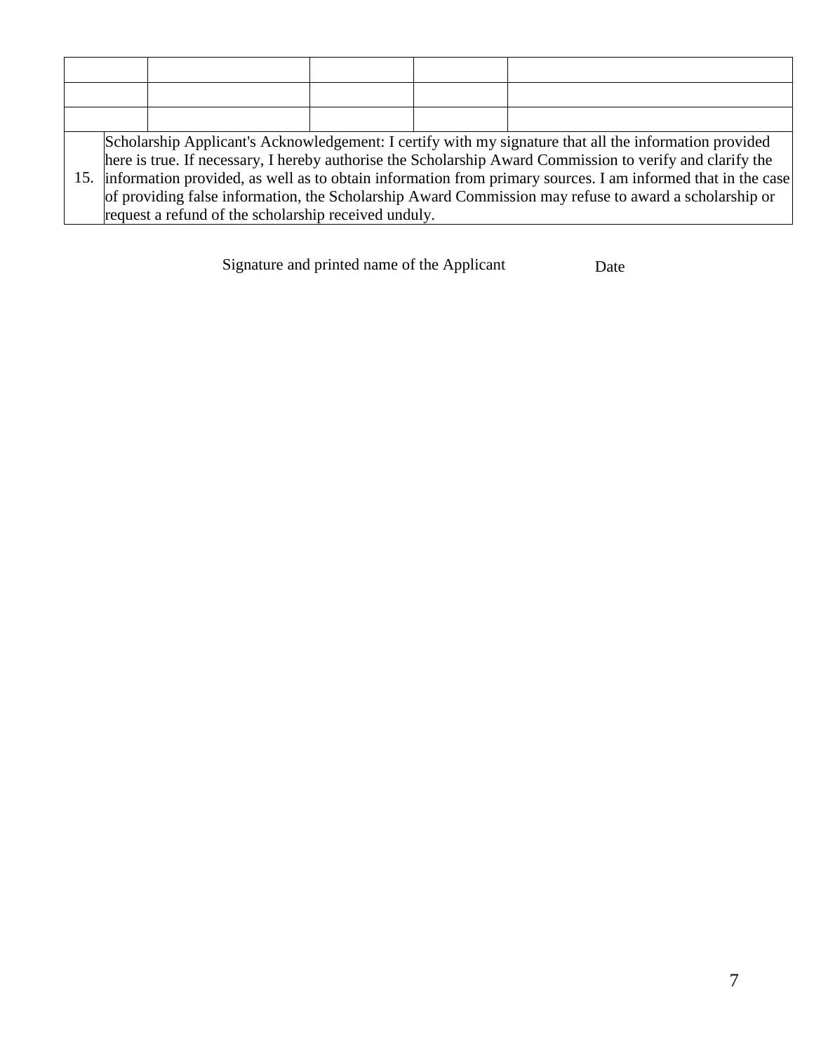| | | | | |
|---|---|---|---|---|
| | | | | |
| | | | | |
| | | | | |
| 15. | Scholarship Applicant's Acknowledgement: I certify with my signature that all the information provided here is true. If necessary, I hereby authorise the Scholarship Award Commission to verify and clarify the information provided, as well as to obtain information from primary sources. I am informed that in the case of providing false information, the Scholarship Award Commission may refuse to award a scholarship or request a refund of the scholarship received unduly. | | | |

Signature and printed name of the Applicant Date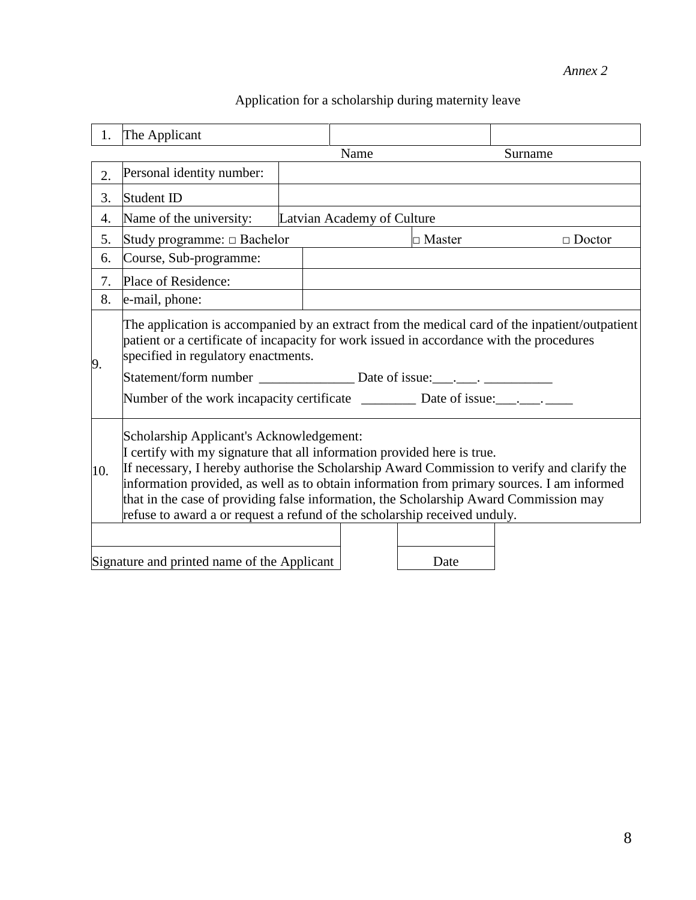*Annex 2*

Application for a scholarship during maternity leave

| | | | |
|---|---|---|---|
| 1. | The Applicant | | |
| | | Name | Surname |
| 2. | Personal identity number: | | |
| 3. | Student ID | | |
| 4. | Name of the university: | Latvian Academy of Culture | |
| 5. | Study programme: □ Bachelor | □ Master | □ Doctor |
| 6. | Course, Sub-programme: | | |
| 7. | Place of Residence: | | |
| 8. | e-mail, phone: | | |
| 9. | The application is accompanied by an extract from the medical card of the inpatient/outpatient patient or a certificate of incapacity for work issued in accordance with the procedures specified in regulatory enactments.<br>Statement/form number ______________ Date of issue:___.___. __________<br>Number of the work incapacity certificate ________ Date of issue:___.___.____ | | |
| 10. | Scholarship Applicant's Acknowledgement:<br>I certify with my signature that all information provided here is true.<br>If necessary, I hereby authorise the Scholarship Award Commission to verify and clarify the information provided, as well as to obtain information from primary sources. I am informed that in the case of providing false information, the Scholarship Award Commission may refuse to award a or request a refund of the scholarship received unduly. | | |

| | |
|---|---|
| | |
| Signature and printed name of the Applicant | Date |